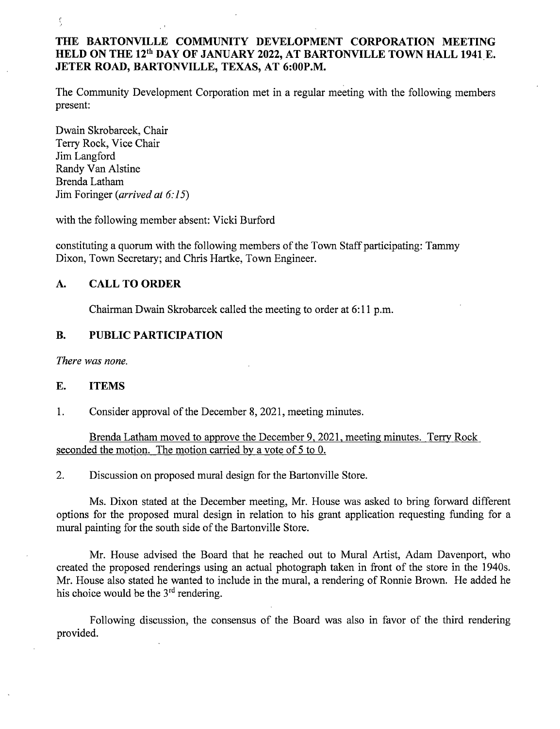**THE BARTONVILLE COMMUNITY DEVELOPMENT CORPORATION MEETING HELD ON THE 12th DAY OF JANUARY 2022, AT BARTONVILLE TOWN HALL 1941 E. JETER ROAD, BARTONVILLE, TEXAS, AT 6:00P.M.**

The Community Development Corporation met in a regular meeting with the following members present:

Dwain Skrobarcek, Chair
Terry Rock, Vice Chair
Jim Langford
Randy Van Alstine
Brenda Latham
Jim Foringer *(arrived at 6:15)*

with the following member absent: Vicki Burford

constituting a quorum with the following members of the Town Staff participating: Tammy Dixon, Town Secretary; and Chris Hartke, Town Engineer.

## A. CALL TO ORDER

Chairman Dwain Skrobarcek called the meeting to order at 6:11 p.m.

## B. PUBLIC PARTICIPATION

*There was none.*

## E. ITEMS

1. Consider approval of the December 8, 2021, meeting minutes.

<u>Brenda Latham moved to approve the December 9, 2021, meeting minutes. Terry Rock seconded the motion. The motion carried by a vote of 5 to 0.</u>

2. Discussion on proposed mural design for the Bartonville Store.

Ms. Dixon stated at the December meeting, Mr. House was asked to bring forward different options for the proposed mural design in relation to his grant application requesting funding for a mural painting for the south side of the Bartonville Store.

Mr. House advised the Board that he reached out to Mural Artist, Adam Davenport, who created the proposed renderings using an actual photograph taken in front of the store in the 1940s. Mr. House also stated he wanted to include in the mural, a rendering of Ronnie Brown. He added he his choice would be the 3rd rendering.

Following discussion, the consensus of the Board was also in favor of the third rendering provided.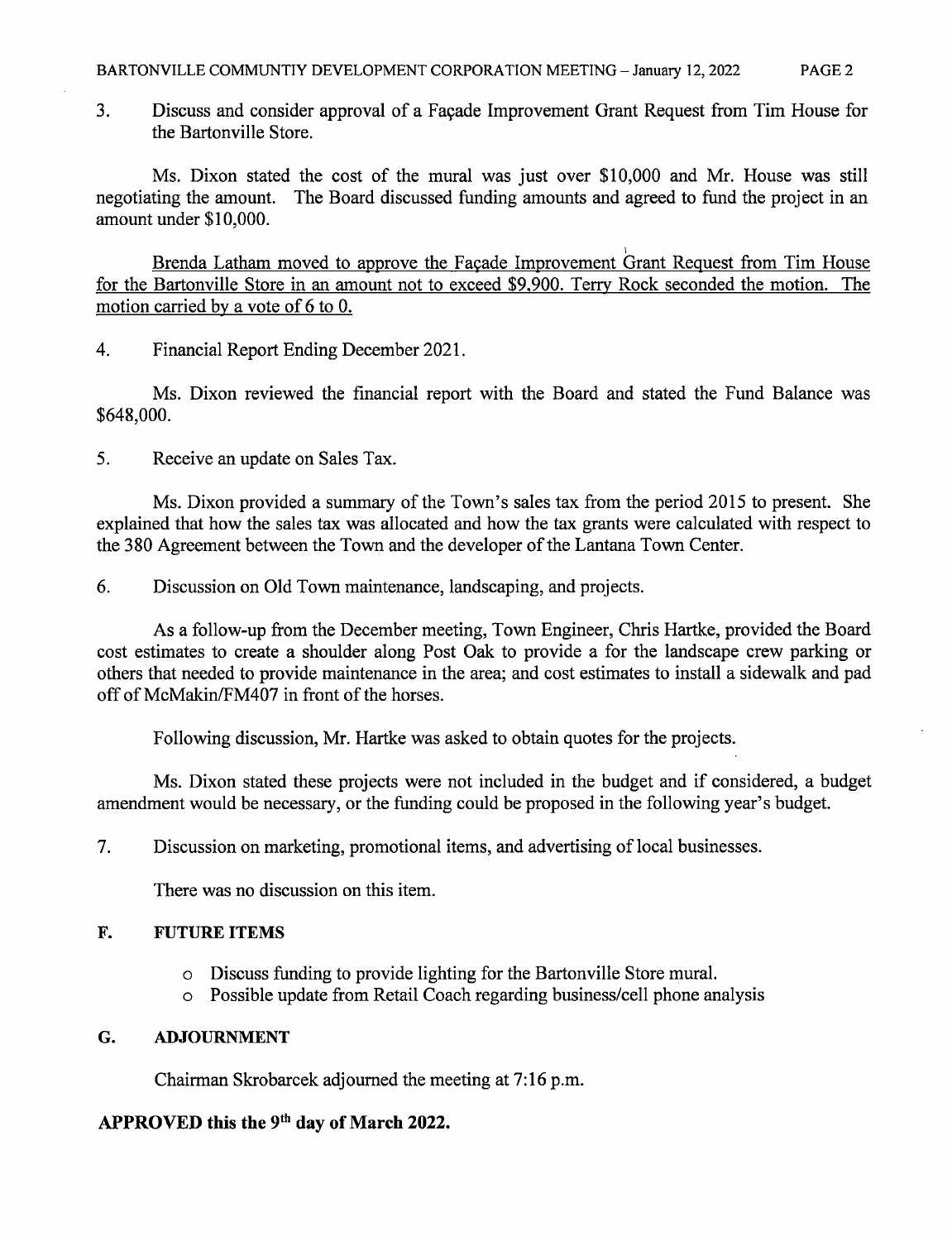3. Discuss and consider approval of a Façade Improvement Grant Request from Tim House for the Bartonville Store.

Ms. Dixon stated the cost of the mural was just over $10,000 and Mr. House was still negotiating the amount. The Board discussed funding amounts and agreed to fund the project in an amount under $10,000.

Brenda Latham moved to approve the Façade Improvement Grant Request from Tim House for the Bartonville Store in an amount not to exceed $9,900. Terry Rock seconded the motion. The motion carried by a vote of 6 to 0.

4. Financial Report Ending December 2021.

Ms. Dixon reviewed the financial report with the Board and stated the Fund Balance was $648,000.

5. Receive an update on Sales Tax.

Ms. Dixon provided a summary of the Town's sales tax from the period 2015 to present. She explained that how the sales tax was allocated and how the tax grants were calculated with respect to the 380 Agreement between the Town and the developer of the Lantana Town Center.

6. Discussion on Old Town maintenance, landscaping, and projects.

As a follow-up from the December meeting, Town Engineer, Chris Hartke, provided the Board cost estimates to create a shoulder along Post Oak to provide a for the landscape crew parking or others that needed to provide maintenance in the area; and cost estimates to install a sidewalk and pad off of McMakin/FM407 in front of the horses.

Following discussion, Mr. Hartke was asked to obtain quotes for the projects.

Ms. Dixon stated these projects were not included in the budget and if considered, a budget amendment would be necessary, or the funding could be proposed in the following year's budget.

7. Discussion on marketing, promotional items, and advertising of local businesses.

There was no discussion on this item.

## F. FUTURE ITEMS

- Discuss funding to provide lighting for the Bartonville Store mural.
- Possible update from Retail Coach regarding business/cell phone analysis

## G. ADJOURNMENT

Chairman Skrobarcek adjourned the meeting at 7:16 p.m.

**APPROVED this the 9th day of March 2022.**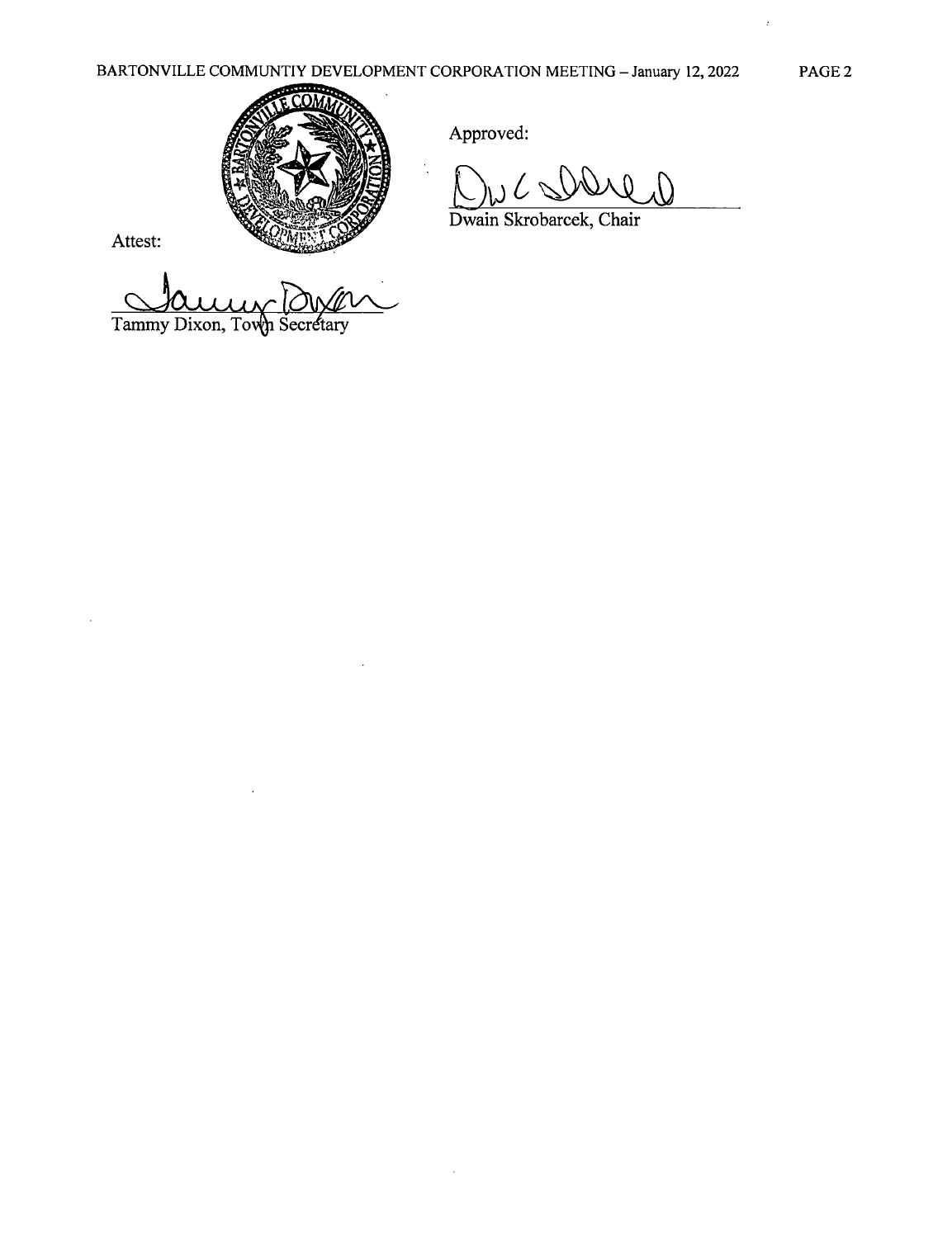Approved:

Dwain Skrobarcek, Chair

Attest:

Tammy Dixon, Town Secretary